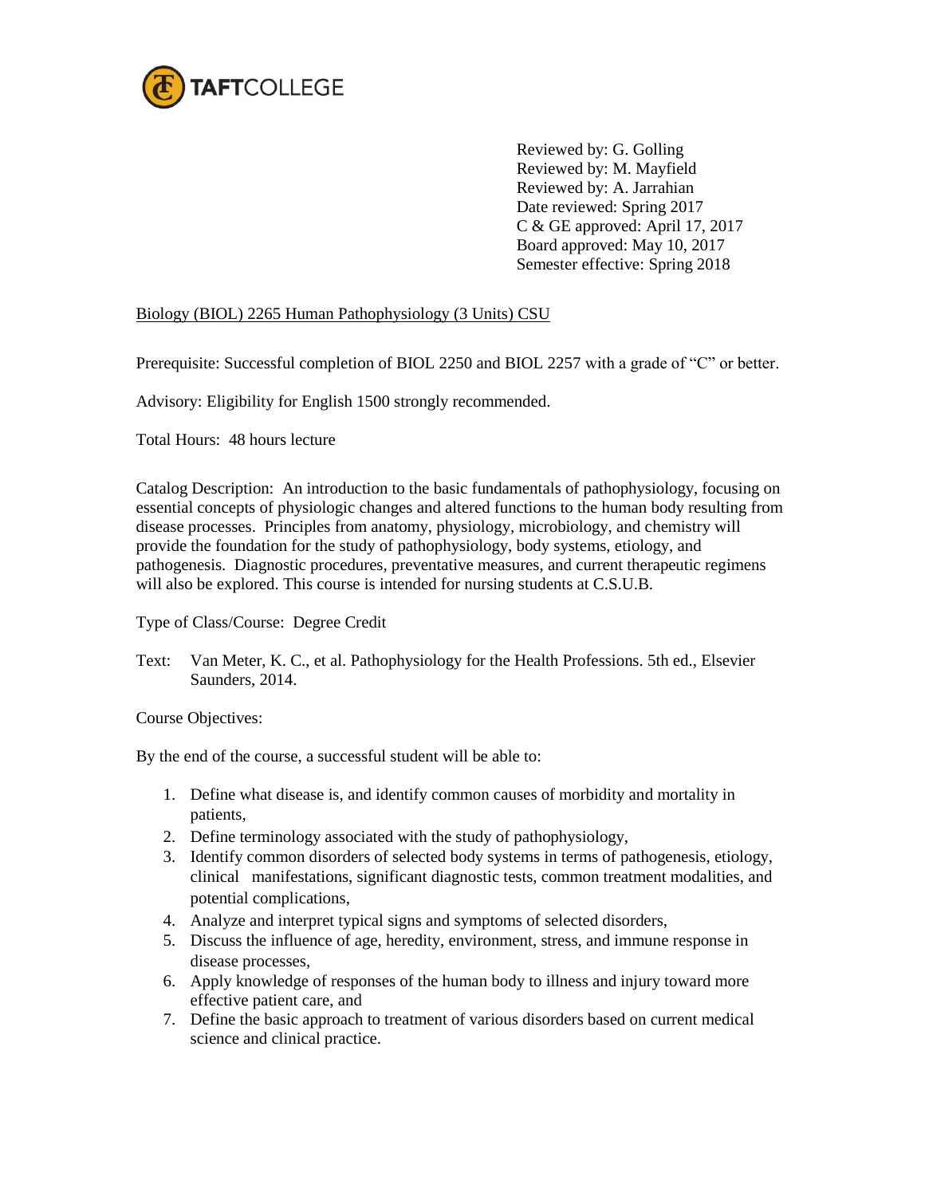TAFTCOLLEGE

Reviewed by: G. Golling
Reviewed by: M. Mayfield
Reviewed by: A. Jarrahian
Date reviewed: Spring 2017
C & GE approved: April 17, 2017
Board approved: May 10, 2017
Semester effective: Spring 2018

Biology (BIOL) 2265 Human Pathophysiology (3 Units) CSU

Prerequisite: Successful completion of BIOL 2250 and BIOL 2257 with a grade of "C" or better.

Advisory: Eligibility for English 1500 strongly recommended.

Total Hours: 48 hours lecture

Catalog Description: An introduction to the basic fundamentals of pathophysiology, focusing on essential concepts of physiologic changes and altered functions to the human body resulting from disease processes. Principles from anatomy, physiology, microbiology, and chemistry will provide the foundation for the study of pathophysiology, body systems, etiology, and pathogenesis. Diagnostic procedures, preventative measures, and current therapeutic regimens will also be explored. This course is intended for nursing students at C.S.U.B.

Type of Class/Course: Degree Credit

Text: Van Meter, K. C., et al. Pathophysiology for the Health Professions. 5th ed., Elsevier Saunders, 2014.

Course Objectives:

By the end of the course, a successful student will be able to:

1. Define what disease is, and identify common causes of morbidity and mortality in patients,
2. Define terminology associated with the study of pathophysiology,
3. Identify common disorders of selected body systems in terms of pathogenesis, etiology, clinical manifestations, significant diagnostic tests, common treatment modalities, and potential complications,
4. Analyze and interpret typical signs and symptoms of selected disorders,
5. Discuss the influence of age, heredity, environment, stress, and immune response in disease processes,
6. Apply knowledge of responses of the human body to illness and injury toward more effective patient care, and
7. Define the basic approach to treatment of various disorders based on current medical science and clinical practice.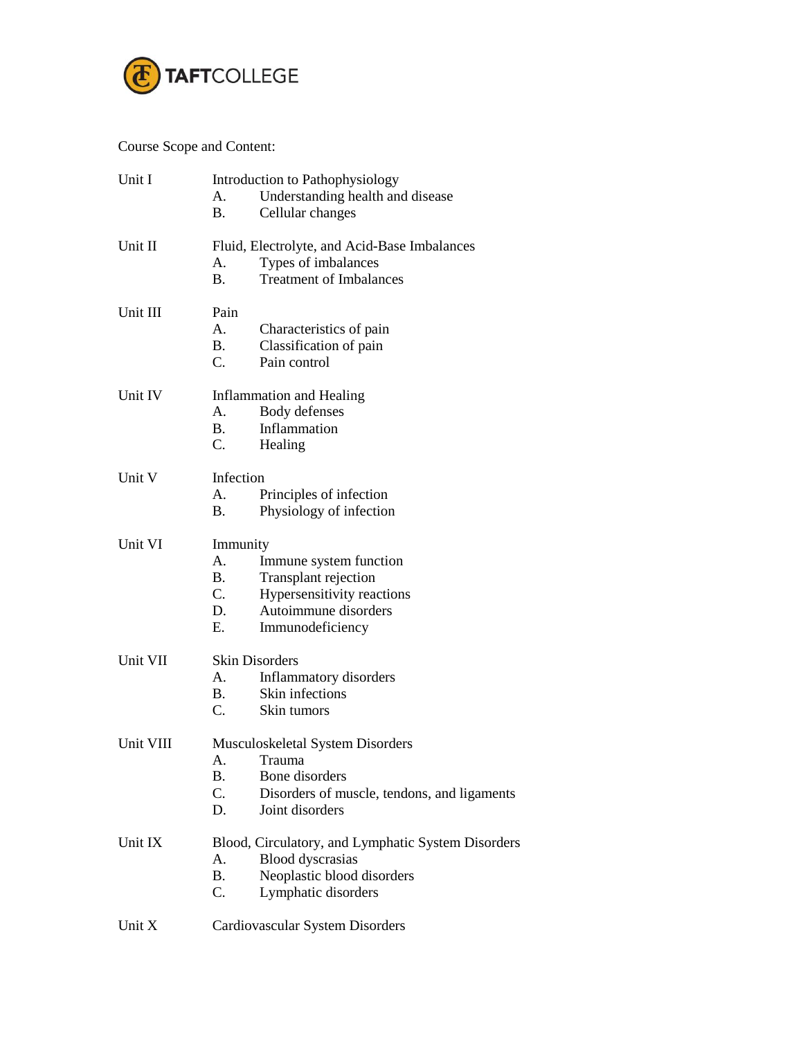Course Scope and Content:

**Unit I** Introduction to Pathophysiology

- A. Understanding health and disease
- B. Cellular changes

**Unit II** Fluid, Electrolyte, and Acid-Base Imbalances

- A. Types of imbalances
- B. Treatment of Imbalances

**Unit III** Pain

- A. Characteristics of pain
- B. Classification of pain
- C. Pain control

**Unit IV** Inflammation and Healing

- A. Body defenses
- B. Inflammation
- C. Healing

**Unit V** Infection

- A. Principles of infection
- B. Physiology of infection

**Unit VI** Immunity

- A. Immune system function
- B. Transplant rejection
- C. Hypersensitivity reactions
- D. Autoimmune disorders
- E. Immunodeficiency

**Unit VII** Skin Disorders

- A. Inflammatory disorders
- B. Skin infections
- C. Skin tumors

**Unit VIII** Musculoskeletal System Disorders

- A. Trauma
- B. Bone disorders
- C. Disorders of muscle, tendons, and ligaments
- D. Joint disorders

**Unit IX** Blood, Circulatory, and Lymphatic System Disorders

- A. Blood dyscrasias
- B. Neoplastic blood disorders
- C. Lymphatic disorders

**Unit X** Cardiovascular System Disorders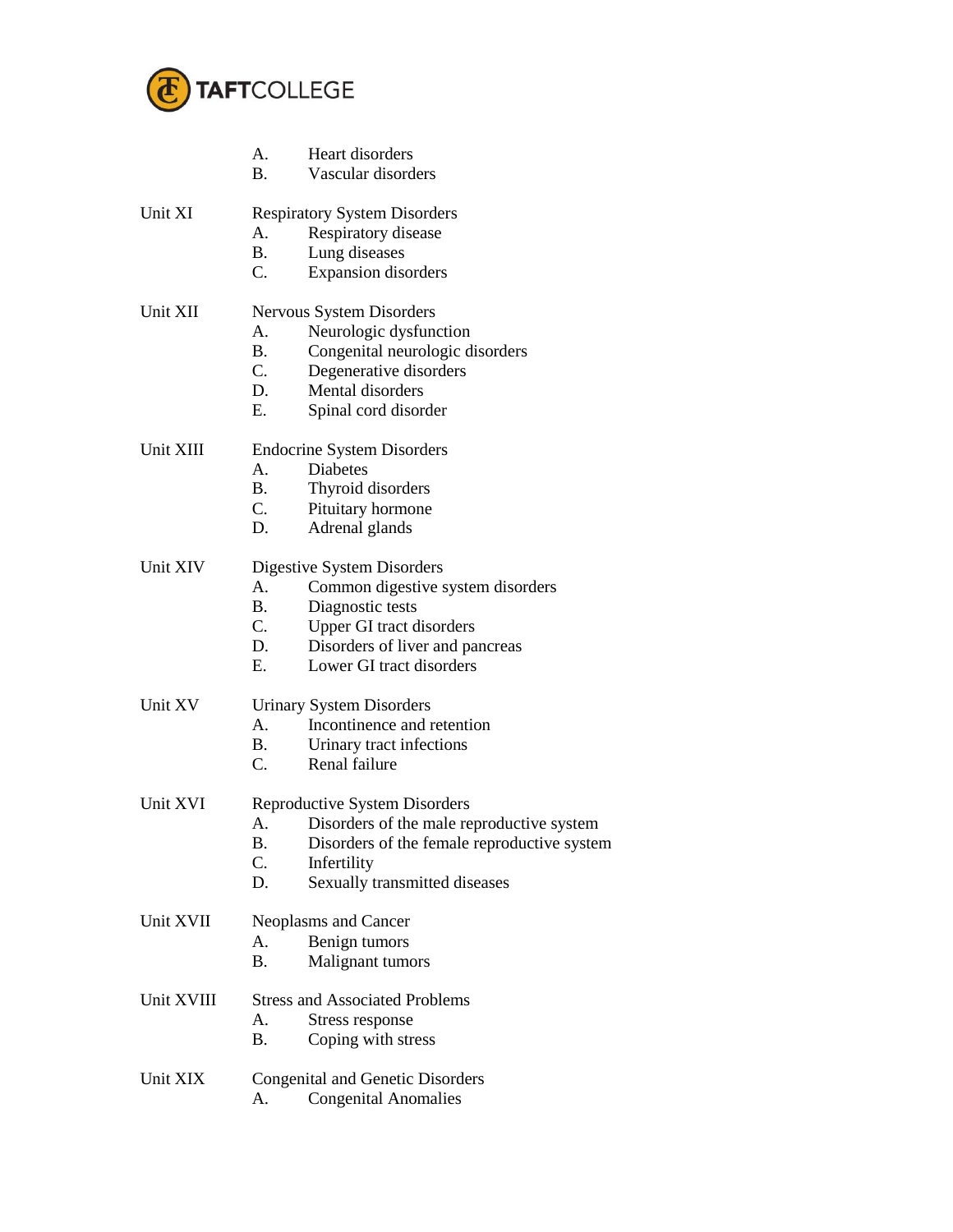A. Heart disorders
   B. Vascular disorders

Unit XI — Respiratory System Disorders
   A. Respiratory disease
   B. Lung diseases
   C. Expansion disorders

Unit XII — Nervous System Disorders
   A. Neurologic dysfunction
   B. Congenital neurologic disorders
   C. Degenerative disorders
   D. Mental disorders
   E. Spinal cord disorder

Unit XIII — Endocrine System Disorders
   A. Diabetes
   B. Thyroid disorders
   C. Pituitary hormone
   D. Adrenal glands

Unit XIV — Digestive System Disorders
   A. Common digestive system disorders
   B. Diagnostic tests
   C. Upper GI tract disorders
   D. Disorders of liver and pancreas
   E. Lower GI tract disorders

Unit XV — Urinary System Disorders
   A. Incontinence and retention
   B. Urinary tract infections
   C. Renal failure

Unit XVI — Reproductive System Disorders
   A. Disorders of the male reproductive system
   B. Disorders of the female reproductive system
   C. Infertility
   D. Sexually transmitted diseases

Unit XVII — Neoplasms and Cancer
   A. Benign tumors
   B. Malignant tumors

Unit XVIII — Stress and Associated Problems
   A. Stress response
   B. Coping with stress

Unit XIX — Congenital and Genetic Disorders
   A. Congenital Anomalies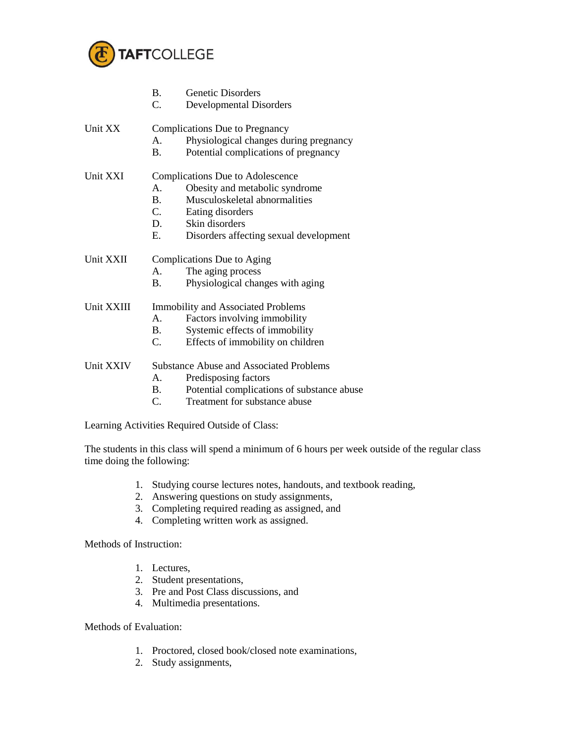B. Genetic Disorders
C. Developmental Disorders

Unit XX Complications Due to Pregnancy
A. Physiological changes during pregnancy
B. Potential complications of pregnancy

Unit XXI Complications Due to Adolescence
A. Obesity and metabolic syndrome
B. Musculoskeletal abnormalities
C. Eating disorders
D. Skin disorders
E. Disorders affecting sexual development

Unit XXII Complications Due to Aging
A. The aging process
B. Physiological changes with aging

Unit XXIII Immobility and Associated Problems
A. Factors involving immobility
B. Systemic effects of immobility
C. Effects of immobility on children

Unit XXIV Substance Abuse and Associated Problems
A. Predisposing factors
B. Potential complications of substance abuse
C. Treatment for substance abuse

Learning Activities Required Outside of Class:

The students in this class will spend a minimum of 6 hours per week outside of the regular class time doing the following:

1. Studying course lectures notes, handouts, and textbook reading,
2. Answering questions on study assignments,
3. Completing required reading as assigned, and
4. Completing written work as assigned.

Methods of Instruction:

1. Lectures,
2. Student presentations,
3. Pre and Post Class discussions, and
4. Multimedia presentations.

Methods of Evaluation:

1. Proctored, closed book/closed note examinations,
2. Study assignments,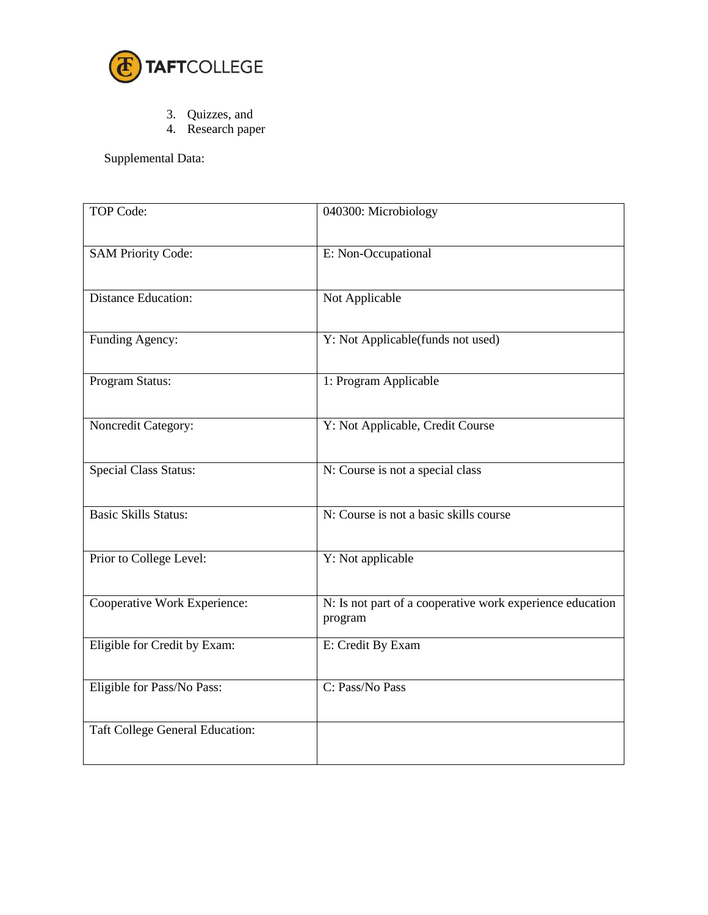3. Quizzes, and
4. Research paper

Supplemental Data:

| | |
|---|---|
| TOP Code: | 040300: Microbiology |
| SAM Priority Code: | E: Non-Occupational |
| Distance Education: | Not Applicable |
| Funding Agency: | Y: Not Applicable(funds not used) |
| Program Status: | 1: Program Applicable |
| Noncredit Category: | Y: Not Applicable, Credit Course |
| Special Class Status: | N: Course is not a special class |
| Basic Skills Status: | N: Course is not a basic skills course |
| Prior to College Level: | Y: Not applicable |
| Cooperative Work Experience: | N: Is not part of a cooperative work experience education program |
| Eligible for Credit by Exam: | E: Credit By Exam |
| Eligible for Pass/No Pass: | C: Pass/No Pass |
| Taft College General Education: | |